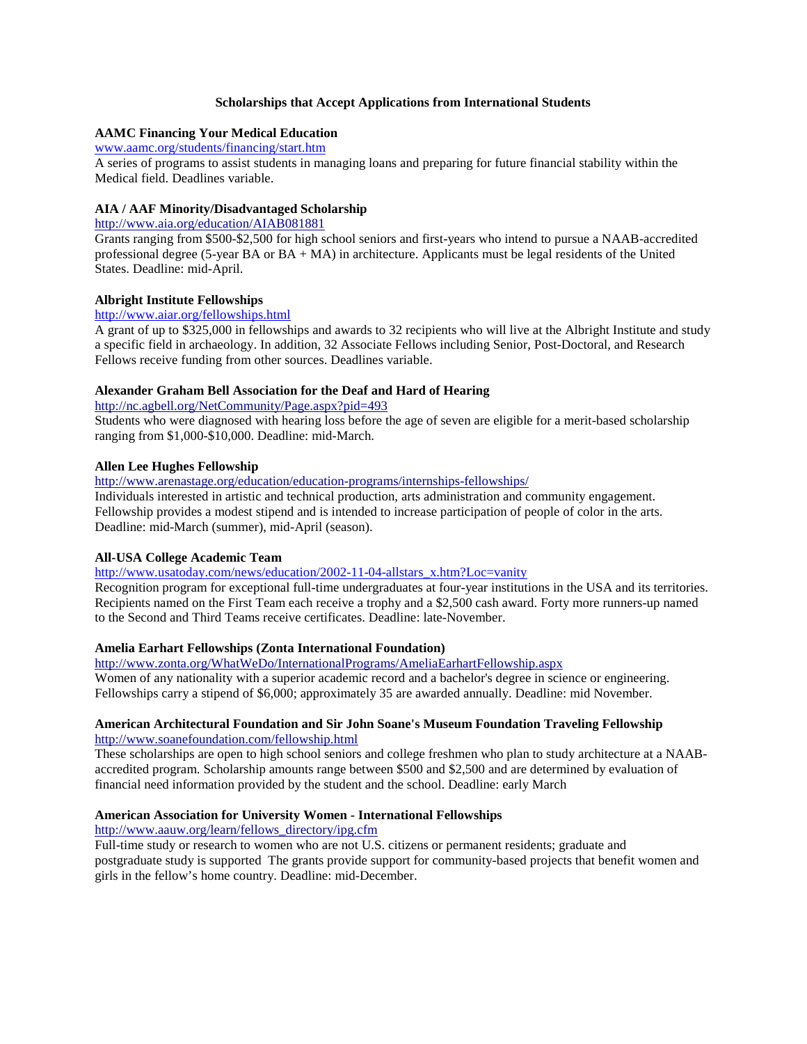# Scholarships that Accept Applications from International Students

### AAMC Financing Your Medical Education

www.aamc.org/students/financing/start.htm

A series of programs to assist students in managing loans and preparing for future financial stability within the Medical field. Deadlines variable.

### AIA / AAF Minority/Disadvantaged Scholarship

http://www.aia.org/education/AIAB081881

Grants ranging from $500-$2,500 for high school seniors and first-years who intend to pursue a NAAB-accredited professional degree (5-year BA or BA + MA) in architecture. Applicants must be legal residents of the United States. Deadline: mid-April.

### Albright Institute Fellowships

http://www.aiar.org/fellowships.html

A grant of up to $325,000 in fellowships and awards to 32 recipients who will live at the Albright Institute and study a specific field in archaeology. In addition, 32 Associate Fellows including Senior, Post-Doctoral, and Research Fellows receive funding from other sources. Deadlines variable.

### Alexander Graham Bell Association for the Deaf and Hard of Hearing

http://nc.agbell.org/NetCommunity/Page.aspx?pid=493

Students who were diagnosed with hearing loss before the age of seven are eligible for a merit-based scholarship ranging from $1,000-$10,000. Deadline: mid-March.

### Allen Lee Hughes Fellowship

http://www.arenastage.org/education/education-programs/internships-fellowships/

Individuals interested in artistic and technical production, arts administration and community engagement. Fellowship provides a modest stipend and is intended to increase participation of people of color in the arts. Deadline: mid-March (summer), mid-April (season).

### All-USA College Academic Team

http://www.usatoday.com/news/education/2002-11-04-allstars_x.htm?Loc=vanity

Recognition program for exceptional full-time undergraduates at four-year institutions in the USA and its territories. Recipients named on the First Team each receive a trophy and a $2,500 cash award. Forty more runners-up named to the Second and Third Teams receive certificates. Deadline: late-November.

### Amelia Earhart Fellowships (Zonta International Foundation)

http://www.zonta.org/WhatWeDo/InternationalPrograms/AmeliaEarhartFellowship.aspx

Women of any nationality with a superior academic record and a bachelor's degree in science or engineering. Fellowships carry a stipend of $6,000; approximately 35 are awarded annually. Deadline: mid November.

### American Architectural Foundation and Sir John Soane's Museum Foundation Traveling Fellowship

http://www.soanefoundation.com/fellowship.html

These scholarships are open to high school seniors and college freshmen who plan to study architecture at a NAAB-accredited program. Scholarship amounts range between $500 and $2,500 and are determined by evaluation of financial need information provided by the student and the school. Deadline: early March

### American Association for University Women - International Fellowships

http://www.aauw.org/learn/fellows_directory/ipg.cfm

Full-time study or research to women who are not U.S. citizens or permanent residents; graduate and postgraduate study is supported The grants provide support for community-based projects that benefit women and girls in the fellow's home country. Deadline: mid-December.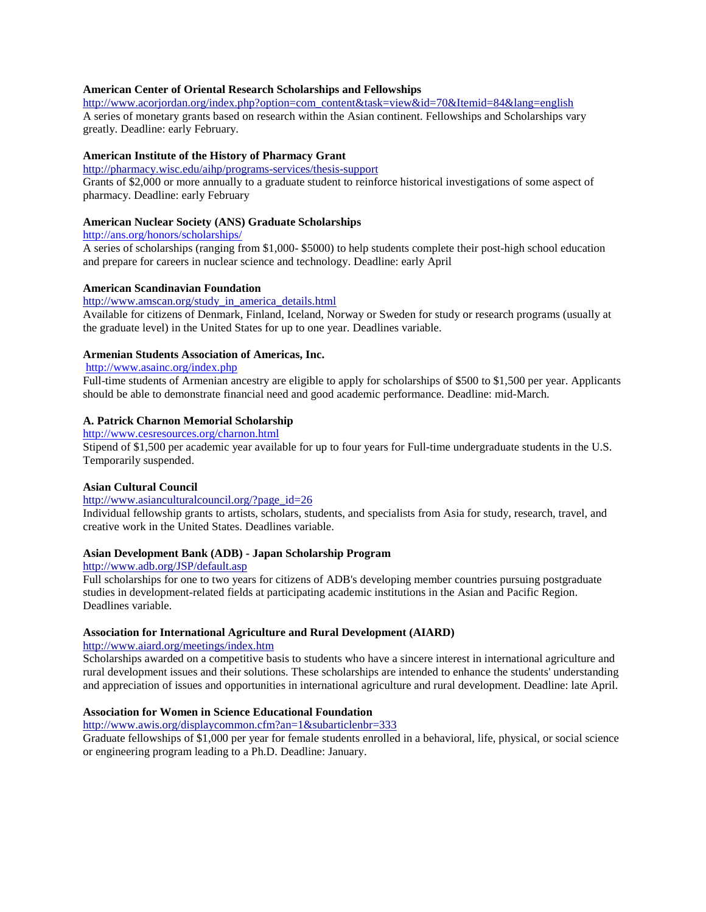**American Center of Oriental Research Scholarships and Fellowships**

http://www.acorjordan.org/index.php?option=com_content&task=view&id=70&Itemid=84&lang=english

A series of monetary grants based on research within the Asian continent. Fellowships and Scholarships vary greatly. Deadline: early February.

**American Institute of the History of Pharmacy Grant**

http://pharmacy.wisc.edu/aihp/programs-services/thesis-support

Grants of $2,000 or more annually to a graduate student to reinforce historical investigations of some aspect of pharmacy. Deadline: early February

**American Nuclear Society (ANS) Graduate Scholarships**

http://ans.org/honors/scholarships/

A series of scholarships (ranging from $1,000- $5000) to help students complete their post-high school education and prepare for careers in nuclear science and technology. Deadline: early April

**American Scandinavian Foundation**

http://www.amscan.org/study_in_america_details.html

Available for citizens of Denmark, Finland, Iceland, Norway or Sweden for study or research programs (usually at the graduate level) in the United States for up to one year. Deadlines variable.

**Armenian Students Association of Americas, Inc.**

http://www.asainc.org/index.php

Full-time students of Armenian ancestry are eligible to apply for scholarships of $500 to $1,500 per year. Applicants should be able to demonstrate financial need and good academic performance. Deadline: mid-March.

**A. Patrick Charnon Memorial Scholarship**

http://www.cesresources.org/charnon.html

Stipend of $1,500 per academic year available for up to four years for Full-time undergraduate students in the U.S. Temporarily suspended.

**Asian Cultural Council**

http://www.asianculturalcouncil.org/?page_id=26

Individual fellowship grants to artists, scholars, students, and specialists from Asia for study, research, travel, and creative work in the United States. Deadlines variable.

**Asian Development Bank (ADB) - Japan Scholarship Program**

http://www.adb.org/JSP/default.asp

Full scholarships for one to two years for citizens of ADB's developing member countries pursuing postgraduate studies in development-related fields at participating academic institutions in the Asian and Pacific Region. Deadlines variable.

**Association for International Agriculture and Rural Development (AIARD)**

http://www.aiard.org/meetings/index.htm

Scholarships awarded on a competitive basis to students who have a sincere interest in international agriculture and rural development issues and their solutions. These scholarships are intended to enhance the students' understanding and appreciation of issues and opportunities in international agriculture and rural development. Deadline: late April.

**Association for Women in Science Educational Foundation**

http://www.awis.org/displaycommon.cfm?an=1&subarticlenbr=333

Graduate fellowships of $1,000 per year for female students enrolled in a behavioral, life, physical, or social science or engineering program leading to a Ph.D. Deadline: January.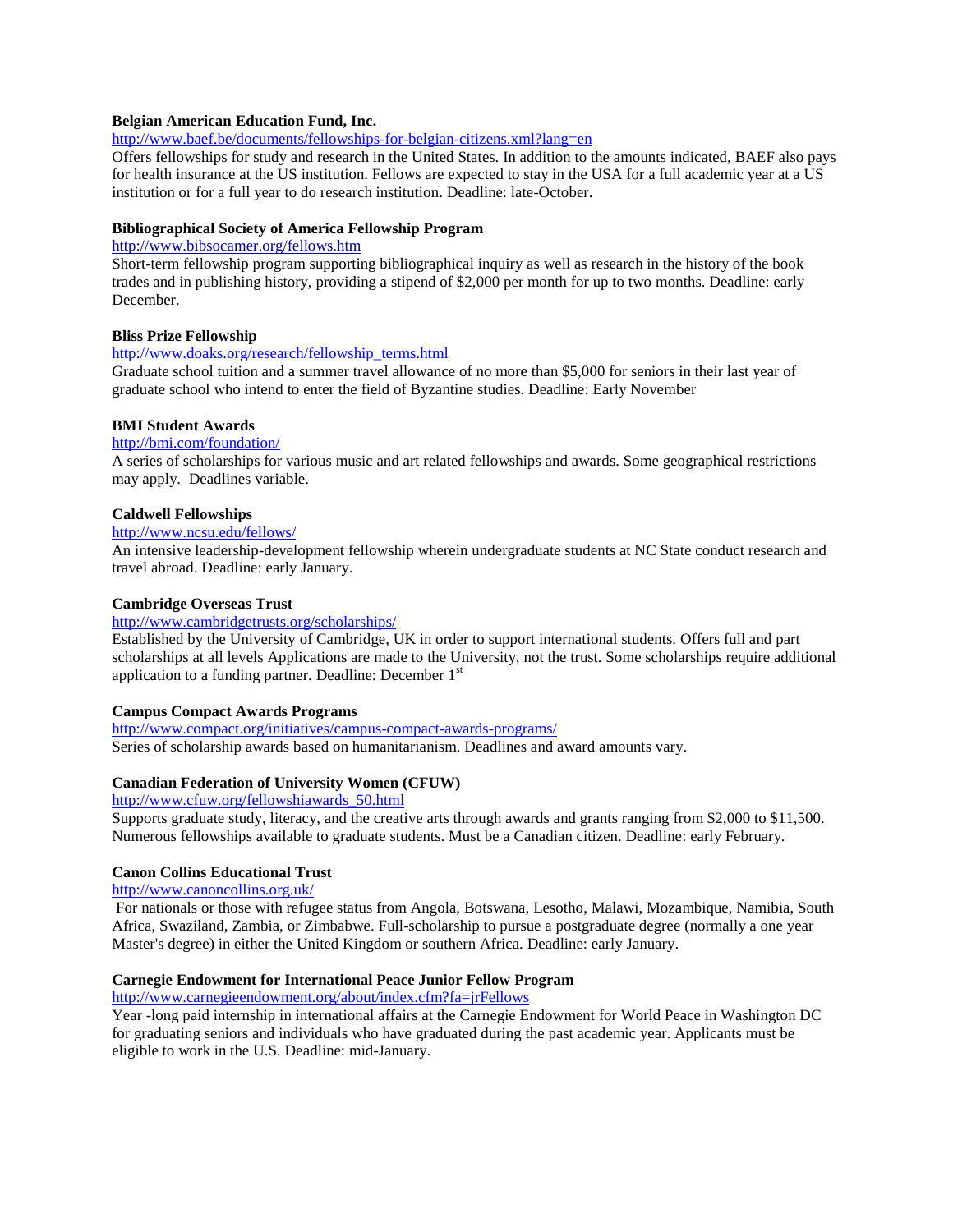**Belgian American Education Fund, Inc.**

http://www.baef.be/documents/fellowships-for-belgian-citizens.xml?lang=en

Offers fellowships for study and research in the United States. In addition to the amounts indicated, BAEF also pays for health insurance at the US institution. Fellows are expected to stay in the USA for a full academic year at a US institution or for a full year to do research institution. Deadline: late-October.

**Bibliographical Society of America Fellowship Program**

http://www.bibsocamer.org/fellows.htm

Short-term fellowship program supporting bibliographical inquiry as well as research in the history of the book trades and in publishing history, providing a stipend of $2,000 per month for up to two months. Deadline: early December.

**Bliss Prize Fellowship**

http://www.doaks.org/research/fellowship_terms.html

Graduate school tuition and a summer travel allowance of no more than $5,000 for seniors in their last year of graduate school who intend to enter the field of Byzantine studies. Deadline: Early November

**BMI Student Awards**

http://bmi.com/foundation/

A series of scholarships for various music and art related fellowships and awards. Some geographical restrictions may apply. Deadlines variable.

**Caldwell Fellowships**

http://www.ncsu.edu/fellows/

An intensive leadership-development fellowship wherein undergraduate students at NC State conduct research and travel abroad. Deadline: early January.

**Cambridge Overseas Trust**

http://www.cambridgetrusts.org/scholarships/

Established by the University of Cambridge, UK in order to support international students. Offers full and part scholarships at all levels Applications are made to the University, not the trust. Some scholarships require additional application to a funding partner. Deadline: December 1st

**Campus Compact Awards Programs**

http://www.compact.org/initiatives/campus-compact-awards-programs/

Series of scholarship awards based on humanitarianism. Deadlines and award amounts vary.

**Canadian Federation of University Women (CFUW)**

http://www.cfuw.org/fellowshiawards_50.html

Supports graduate study, literacy, and the creative arts through awards and grants ranging from $2,000 to $11,500. Numerous fellowships available to graduate students. Must be a Canadian citizen. Deadline: early February.

**Canon Collins Educational Trust**

http://www.canoncollins.org.uk/

For nationals or those with refugee status from Angola, Botswana, Lesotho, Malawi, Mozambique, Namibia, South Africa, Swaziland, Zambia, or Zimbabwe. Full-scholarship to pursue a postgraduate degree (normally a one year Master's degree) in either the United Kingdom or southern Africa. Deadline: early January.

**Carnegie Endowment for International Peace Junior Fellow Program**

http://www.carnegieendowment.org/about/index.cfm?fa=jrFellows

Year -long paid internship in international affairs at the Carnegie Endowment for World Peace in Washington DC for graduating seniors and individuals who have graduated during the past academic year. Applicants must be eligible to work in the U.S. Deadline: mid-January.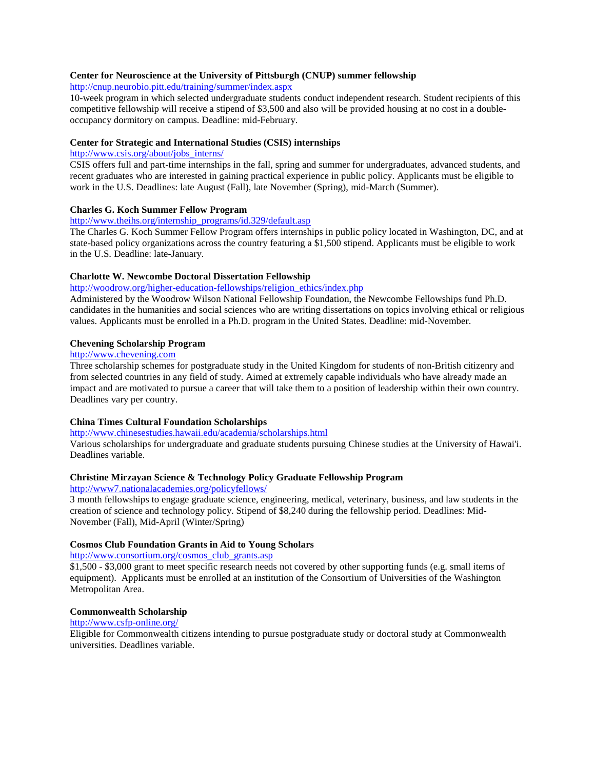**Center for Neuroscience at the University of Pittsburgh (CNUP) summer fellowship**
http://cnup.neurobio.pitt.edu/training/summer/index.aspx
10-week program in which selected undergraduate students conduct independent research. Student recipients of this competitive fellowship will receive a stipend of $3,500 and also will be provided housing at no cost in a double-occupancy dormitory on campus. Deadline: mid-February.

**Center for Strategic and International Studies (CSIS) internships**
http://www.csis.org/about/jobs_interns/
CSIS offers full and part-time internships in the fall, spring and summer for undergraduates, advanced students, and recent graduates who are interested in gaining practical experience in public policy. Applicants must be eligible to work in the U.S. Deadlines: late August (Fall), late November (Spring), mid-March (Summer).

**Charles G. Koch Summer Fellow Program**
http://www.theihs.org/internship_programs/id.329/default.asp
The Charles G. Koch Summer Fellow Program offers internships in public policy located in Washington, DC, and at state-based policy organizations across the country featuring a $1,500 stipend. Applicants must be eligible to work in the U.S. Deadline: late-January.

**Charlotte W. Newcombe Doctoral Dissertation Fellowship**
http://woodrow.org/higher-education-fellowships/religion_ethics/index.php
Administered by the Woodrow Wilson National Fellowship Foundation, the Newcombe Fellowships fund Ph.D. candidates in the humanities and social sciences who are writing dissertations on topics involving ethical or religious values. Applicants must be enrolled in a Ph.D. program in the United States. Deadline: mid-November.

**Chevening Scholarship Program**
http://www.chevening.com
Three scholarship schemes for postgraduate study in the United Kingdom for students of non-British citizenry and from selected countries in any field of study. Aimed at extremely capable individuals who have already made an impact and are motivated to pursue a career that will take them to a position of leadership within their own country. Deadlines vary per country.

**China Times Cultural Foundation Scholarships**
http://www.chinesestudies.hawaii.edu/academia/scholarships.html
Various scholarships for undergraduate and graduate students pursuing Chinese studies at the University of Hawai'i. Deadlines variable.

**Christine Mirzayan Science & Technology Policy Graduate Fellowship Program**
http://www7.nationalacademies.org/policyfellows/
3 month fellowships to engage graduate science, engineering, medical, veterinary, business, and law students in the creation of science and technology policy. Stipend of $8,240 during the fellowship period. Deadlines: Mid-November (Fall), Mid-April (Winter/Spring)

**Cosmos Club Foundation Grants in Aid to Young Scholars**
http://www.consortium.org/cosmos_club_grants.asp
$1,500 - $3,000 grant to meet specific research needs not covered by other supporting funds (e.g. small items of equipment). Applicants must be enrolled at an institution of the Consortium of Universities of the Washington Metropolitan Area.

**Commonwealth Scholarship**
http://www.csfp-online.org/
Eligible for Commonwealth citizens intending to pursue postgraduate study or doctoral study at Commonwealth universities. Deadlines variable.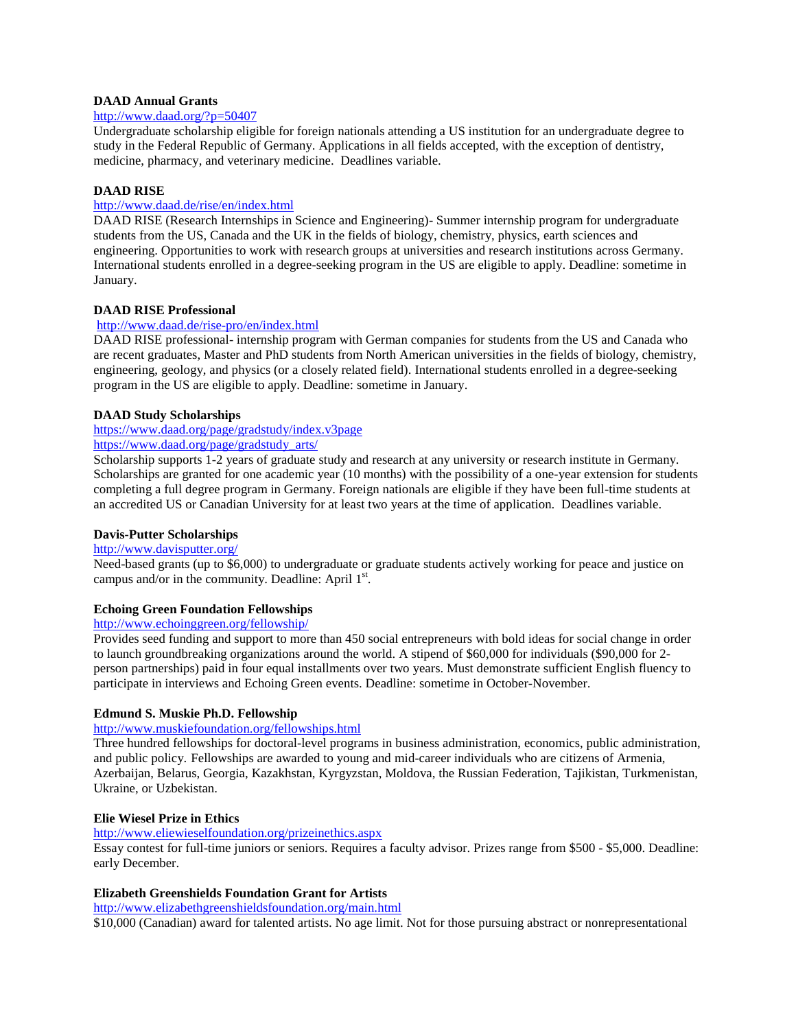**DAAD Annual Grants**

http://www.daad.org/?p=50407

Undergraduate scholarship eligible for foreign nationals attending a US institution for an undergraduate degree to study in the Federal Republic of Germany. Applications in all fields accepted, with the exception of dentistry, medicine, pharmacy, and veterinary medicine. Deadlines variable.

**DAAD RISE**

http://www.daad.de/rise/en/index.html

DAAD RISE (Research Internships in Science and Engineering)- Summer internship program for undergraduate students from the US, Canada and the UK in the fields of biology, chemistry, physics, earth sciences and engineering. Opportunities to work with research groups at universities and research institutions across Germany. International students enrolled in a degree-seeking program in the US are eligible to apply. Deadline: sometime in January.

**DAAD RISE Professional**

http://www.daad.de/rise-pro/en/index.html

DAAD RISE professional- internship program with German companies for students from the US and Canada who are recent graduates, Master and PhD students from North American universities in the fields of biology, chemistry, engineering, geology, and physics (or a closely related field). International students enrolled in a degree-seeking program in the US are eligible to apply. Deadline: sometime in January.

**DAAD Study Scholarships**

https://www.daad.org/page/gradstudy/index.v3page

https://www.daad.org/page/gradstudy_arts/

Scholarship supports 1-2 years of graduate study and research at any university or research institute in Germany. Scholarships are granted for one academic year (10 months) with the possibility of a one-year extension for students completing a full degree program in Germany. Foreign nationals are eligible if they have been full-time students at an accredited US or Canadian University for at least two years at the time of application. Deadlines variable.

**Davis-Putter Scholarships**

http://www.davisputter.org/

Need-based grants (up to $6,000) to undergraduate or graduate students actively working for peace and justice on campus and/or in the community. Deadline: April 1st.

**Echoing Green Foundation Fellowships**

http://www.echoinggreen.org/fellowship/

Provides seed funding and support to more than 450 social entrepreneurs with bold ideas for social change in order to launch groundbreaking organizations around the world. A stipend of $60,000 for individuals ($90,000 for 2-person partnerships) paid in four equal installments over two years. Must demonstrate sufficient English fluency to participate in interviews and Echoing Green events. Deadline: sometime in October-November.

**Edmund S. Muskie Ph.D. Fellowship**

http://www.muskiefoundation.org/fellowships.html

Three hundred fellowships for doctoral-level programs in business administration, economics, public administration, and public policy. Fellowships are awarded to young and mid-career individuals who are citizens of Armenia, Azerbaijan, Belarus, Georgia, Kazakhstan, Kyrgyzstan, Moldova, the Russian Federation, Tajikistan, Turkmenistan, Ukraine, or Uzbekistan.

**Elie Wiesel Prize in Ethics**

http://www.eliewieselfoundation.org/prizeinethics.aspx

Essay contest for full-time juniors or seniors. Requires a faculty advisor. Prizes range from $500 - $5,000. Deadline: early December.

**Elizabeth Greenshields Foundation Grant for Artists**

http://www.elizabethgreenshieldsfoundation.org/main.html

$10,000 (Canadian) award for talented artists. No age limit. Not for those pursuing abstract or nonrepresentational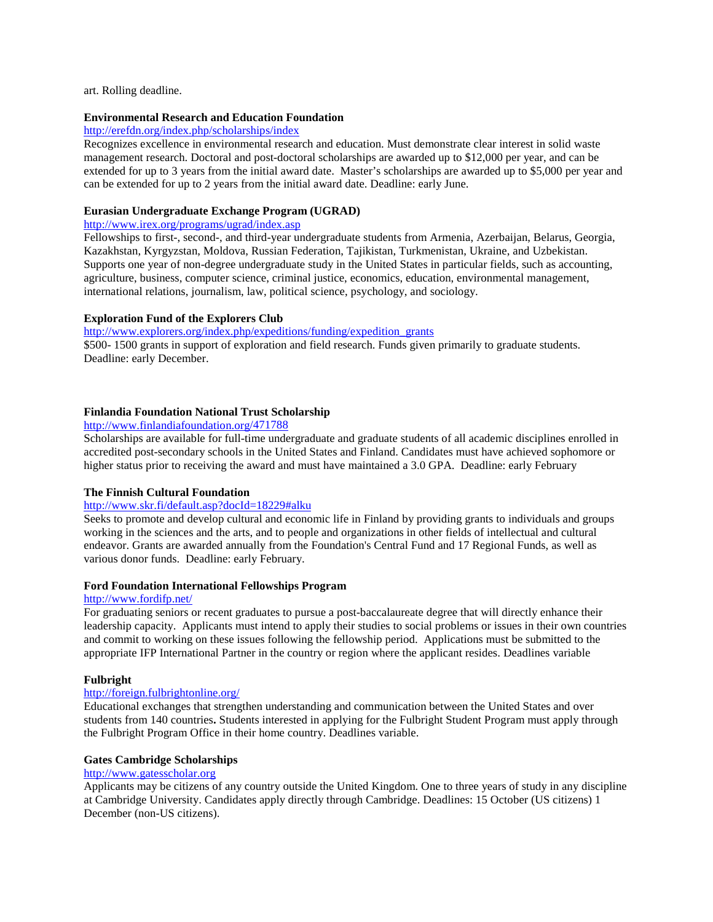art. Rolling deadline.

**Environmental Research and Education Foundation**

http://erefdn.org/index.php/scholarships/index

Recognizes excellence in environmental research and education. Must demonstrate clear interest in solid waste management research. Doctoral and post-doctoral scholarships are awarded up to $12,000 per year, and can be extended for up to 3 years from the initial award date. Master's scholarships are awarded up to $5,000 per year and can be extended for up to 2 years from the initial award date. Deadline: early June.

**Eurasian Undergraduate Exchange Program (UGRAD)**

http://www.irex.org/programs/ugrad/index.asp

Fellowships to first-, second-, and third-year undergraduate students from Armenia, Azerbaijan, Belarus, Georgia, Kazakhstan, Kyrgyzstan, Moldova, Russian Federation, Tajikistan, Turkmenistan, Ukraine, and Uzbekistan. Supports one year of non-degree undergraduate study in the United States in particular fields, such as accounting, agriculture, business, computer science, criminal justice, economics, education, environmental management, international relations, journalism, law, political science, psychology, and sociology.

**Exploration Fund of the Explorers Club**

http://www.explorers.org/index.php/expeditions/funding/expedition_grants

$500- 1500 grants in support of exploration and field research. Funds given primarily to graduate students. Deadline: early December.

**Finlandia Foundation National Trust Scholarship**

http://www.finlandiafoundation.org/471788

Scholarships are available for full-time undergraduate and graduate students of all academic disciplines enrolled in accredited post-secondary schools in the United States and Finland. Candidates must have achieved sophomore or higher status prior to receiving the award and must have maintained a 3.0 GPA. Deadline: early February

**The Finnish Cultural Foundation**

http://www.skr.fi/default.asp?docId=18229#alku

Seeks to promote and develop cultural and economic life in Finland by providing grants to individuals and groups working in the sciences and the arts, and to people and organizations in other fields of intellectual and cultural endeavor. Grants are awarded annually from the Foundation's Central Fund and 17 Regional Funds, as well as various donor funds. Deadline: early February.

**Ford Foundation International Fellowships Program**

http://www.fordifp.net/

For graduating seniors or recent graduates to pursue a post-baccalaureate degree that will directly enhance their leadership capacity. Applicants must intend to apply their studies to social problems or issues in their own countries and commit to working on these issues following the fellowship period. Applications must be submitted to the appropriate IFP International Partner in the country or region where the applicant resides. Deadlines variable

**Fulbright**

http://foreign.fulbrightonline.org/

Educational exchanges that strengthen understanding and communication between the United States and over students from 140 countries. Students interested in applying for the Fulbright Student Program must apply through the Fulbright Program Office in their home country. Deadlines variable.

**Gates Cambridge Scholarships**

http://www.gatesscholar.org

Applicants may be citizens of any country outside the United Kingdom. One to three years of study in any discipline at Cambridge University. Candidates apply directly through Cambridge. Deadlines: 15 October (US citizens) 1 December (non-US citizens).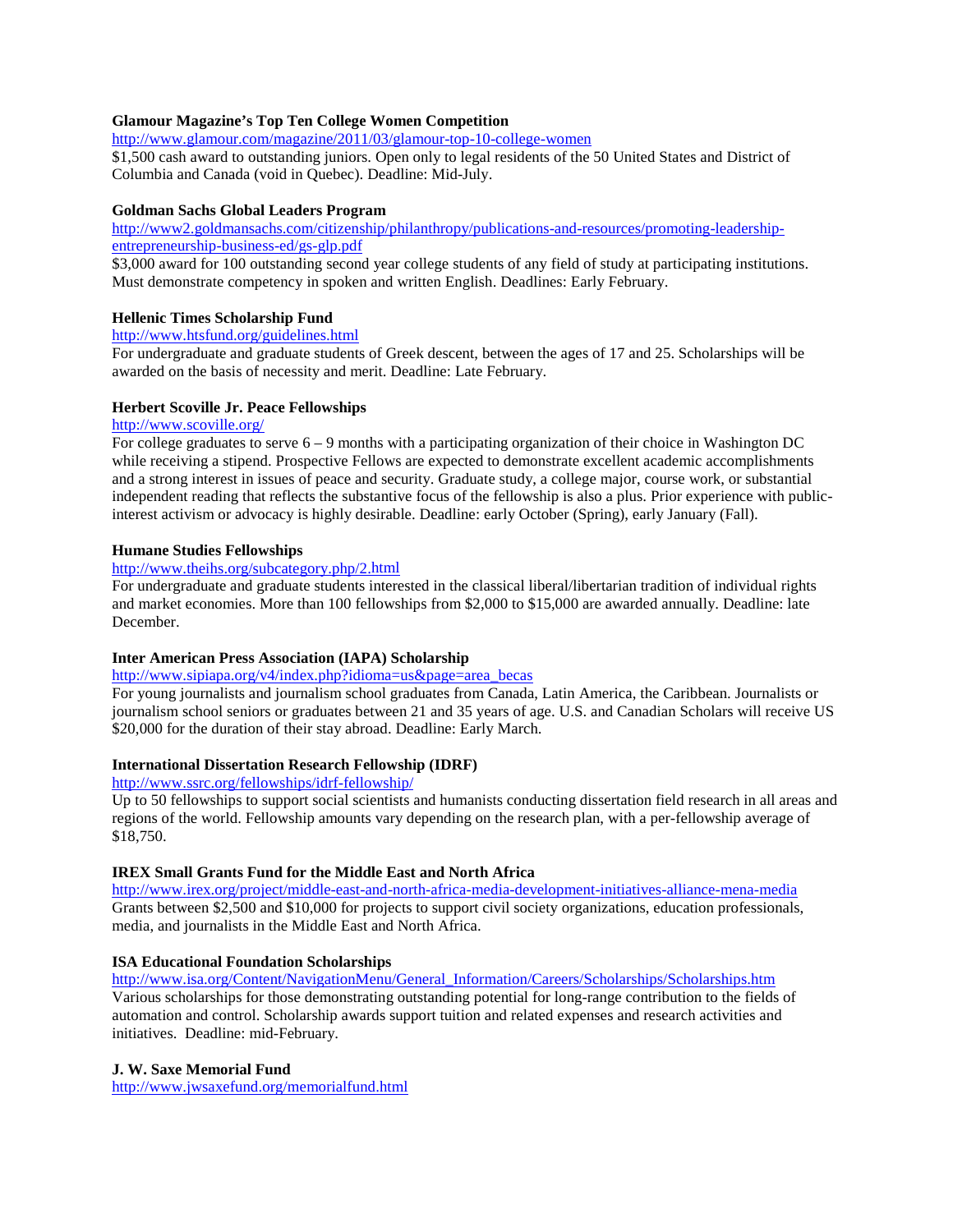**Glamour Magazine's Top Ten College Women Competition**

http://www.glamour.com/magazine/2011/03/glamour-top-10-college-women

$1,500 cash award to outstanding juniors. Open only to legal residents of the 50 United States and District of Columbia and Canada (void in Quebec). Deadline: Mid-July.

**Goldman Sachs Global Leaders Program**

http://www2.goldmansachs.com/citizenship/philanthropy/publications-and-resources/promoting-leadership-entrepreneurship-business-ed/gs-glp.pdf

$3,000 award for 100 outstanding second year college students of any field of study at participating institutions. Must demonstrate competency in spoken and written English. Deadlines: Early February.

**Hellenic Times Scholarship Fund**

http://www.htsfund.org/guidelines.html

For undergraduate and graduate students of Greek descent, between the ages of 17 and 25. Scholarships will be awarded on the basis of necessity and merit. Deadline: Late February.

**Herbert Scoville Jr. Peace Fellowships**

http://www.scoville.org/

For college graduates to serve 6 – 9 months with a participating organization of their choice in Washington DC while receiving a stipend. Prospective Fellows are expected to demonstrate excellent academic accomplishments and a strong interest in issues of peace and security. Graduate study, a college major, course work, or substantial independent reading that reflects the substantive focus of the fellowship is also a plus. Prior experience with public-interest activism or advocacy is highly desirable. Deadline: early October (Spring), early January (Fall).

**Humane Studies Fellowships**

http://www.theihs.org/subcategory.php/2.html

For undergraduate and graduate students interested in the classical liberal/libertarian tradition of individual rights and market economies. More than 100 fellowships from $2,000 to $15,000 are awarded annually. Deadline: late December.

**Inter American Press Association (IAPA) Scholarship**

http://www.sipiapa.org/v4/index.php?idioma=us&page=area_becas

For young journalists and journalism school graduates from Canada, Latin America, the Caribbean. Journalists or journalism school seniors or graduates between 21 and 35 years of age. U.S. and Canadian Scholars will receive US $20,000 for the duration of their stay abroad. Deadline: Early March.

**International Dissertation Research Fellowship (IDRF)**

http://www.ssrc.org/fellowships/idrf-fellowship/

Up to 50 fellowships to support social scientists and humanists conducting dissertation field research in all areas and regions of the world. Fellowship amounts vary depending on the research plan, with a per-fellowship average of $18,750.

**IREX Small Grants Fund for the Middle East and North Africa**

http://www.irex.org/project/middle-east-and-north-africa-media-development-initiatives-alliance-mena-media

Grants between $2,500 and $10,000 for projects to support civil society organizations, education professionals, media, and journalists in the Middle East and North Africa.

**ISA Educational Foundation Scholarships**

http://www.isa.org/Content/NavigationMenu/General_Information/Careers/Scholarships/Scholarships.htm

Various scholarships for those demonstrating outstanding potential for long-range contribution to the fields of automation and control. Scholarship awards support tuition and related expenses and research activities and initiatives. Deadline: mid-February.

**J. W. Saxe Memorial Fund**

http://www.jwsaxefund.org/memorialfund.html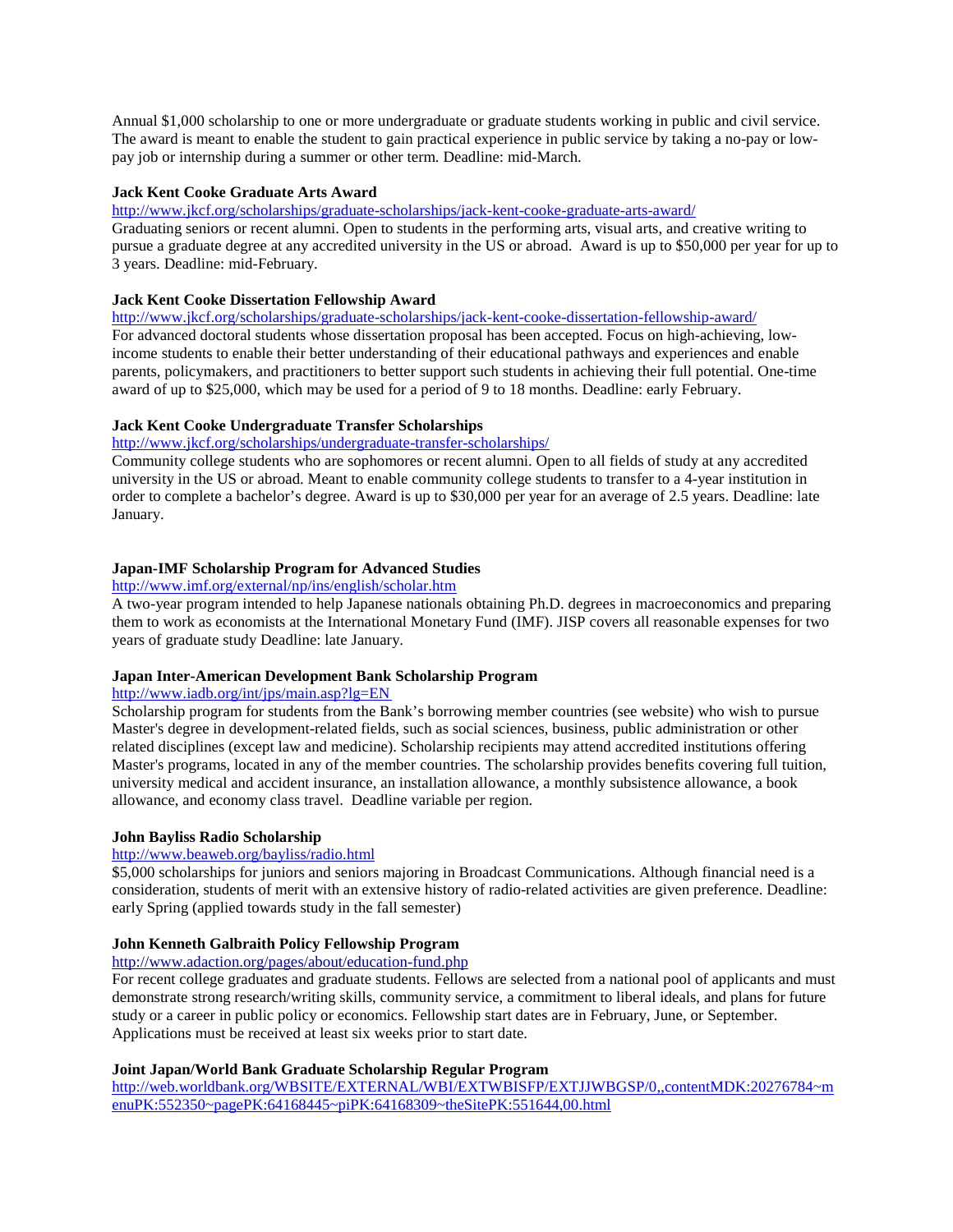Annual $1,000 scholarship to one or more undergraduate or graduate students working in public and civil service. The award is meant to enable the student to gain practical experience in public service by taking a no-pay or low-pay job or internship during a summer or other term. Deadline: mid-March.

**Jack Kent Cooke Graduate Arts Award**

http://www.jkcf.org/scholarships/graduate-scholarships/jack-kent-cooke-graduate-arts-award/

Graduating seniors or recent alumni. Open to students in the performing arts, visual arts, and creative writing to pursue a graduate degree at any accredited university in the US or abroad. Award is up to $50,000 per year for up to 3 years. Deadline: mid-February.

**Jack Kent Cooke Dissertation Fellowship Award**

http://www.jkcf.org/scholarships/graduate-scholarships/jack-kent-cooke-dissertation-fellowship-award/

For advanced doctoral students whose dissertation proposal has been accepted. Focus on high-achieving, low-income students to enable their better understanding of their educational pathways and experiences and enable parents, policymakers, and practitioners to better support such students in achieving their full potential. One-time award of up to $25,000, which may be used for a period of 9 to 18 months. Deadline: early February.

**Jack Kent Cooke Undergraduate Transfer Scholarships**

http://www.jkcf.org/scholarships/undergraduate-transfer-scholarships/

Community college students who are sophomores or recent alumni. Open to all fields of study at any accredited university in the US or abroad. Meant to enable community college students to transfer to a 4-year institution in order to complete a bachelor's degree. Award is up to $30,000 per year for an average of 2.5 years. Deadline: late January.

**Japan-IMF Scholarship Program for Advanced Studies**

http://www.imf.org/external/np/ins/english/scholar.htm

A two-year program intended to help Japanese nationals obtaining Ph.D. degrees in macroeconomics and preparing them to work as economists at the International Monetary Fund (IMF). JISP covers all reasonable expenses for two years of graduate study Deadline: late January.

**Japan Inter-American Development Bank Scholarship Program**

http://www.iadb.org/int/jps/main.asp?lg=EN

Scholarship program for students from the Bank's borrowing member countries (see website) who wish to pursue Master's degree in development-related fields, such as social sciences, business, public administration or other related disciplines (except law and medicine). Scholarship recipients may attend accredited institutions offering Master's programs, located in any of the member countries. The scholarship provides benefits covering full tuition, university medical and accident insurance, an installation allowance, a monthly subsistence allowance, a book allowance, and economy class travel. Deadline variable per region.

**John Bayliss Radio Scholarship**

http://www.beaweb.org/bayliss/radio.html

$5,000 scholarships for juniors and seniors majoring in Broadcast Communications. Although financial need is a consideration, students of merit with an extensive history of radio-related activities are given preference. Deadline: early Spring (applied towards study in the fall semester)

**John Kenneth Galbraith Policy Fellowship Program**

http://www.adaction.org/pages/about/education-fund.php

For recent college graduates and graduate students. Fellows are selected from a national pool of applicants and must demonstrate strong research/writing skills, community service, a commitment to liberal ideals, and plans for future study or a career in public policy or economics. Fellowship start dates are in February, June, or September. Applications must be received at least six weeks prior to start date.

**Joint Japan/World Bank Graduate Scholarship Regular Program**

http://web.worldbank.org/WBSITE/EXTERNAL/WBI/EXTWBISFP/EXTJJWBGSP/0,,contentMDK:20276784~menuPK:552350~pagePK:64168445~piPK:64168309~theSitePK:551644,00.html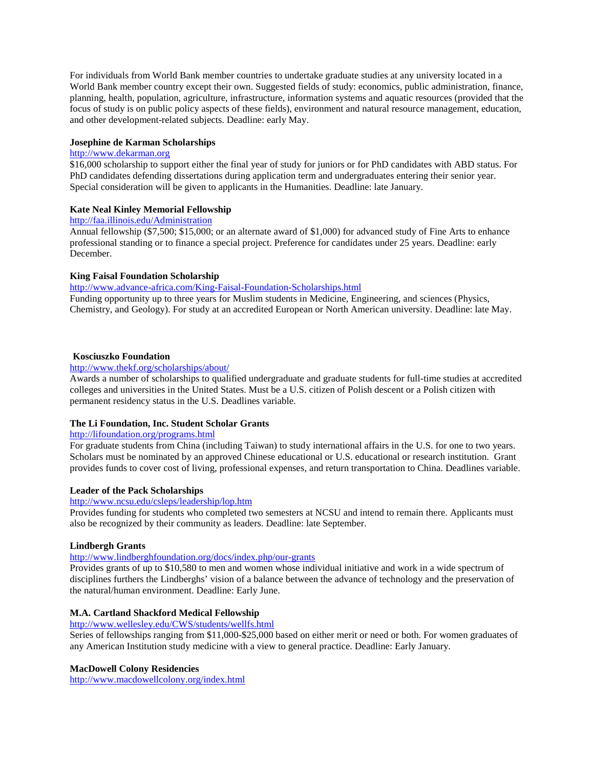For individuals from World Bank member countries to undertake graduate studies at any university located in a World Bank member country except their own. Suggested fields of study: economics, public administration, finance, planning, health, population, agriculture, infrastructure, information systems and aquatic resources (provided that the focus of study is on public policy aspects of these fields), environment and natural resource management, education, and other development-related subjects. Deadline: early May.

**Josephine de Karman Scholarships**

http://www.dekarman.org

$16,000 scholarship to support either the final year of study for juniors or for PhD candidates with ABD status. For PhD candidates defending dissertations during application term and undergraduates entering their senior year. Special consideration will be given to applicants in the Humanities. Deadline: late January.

**Kate Neal Kinley Memorial Fellowship**

http://faa.illinois.edu/Administration

Annual fellowship ($7,500; $15,000; or an alternate award of $1,000) for advanced study of Fine Arts to enhance professional standing or to finance a special project. Preference for candidates under 25 years. Deadline: early December.

**King Faisal Foundation Scholarship**

http://www.advance-africa.com/King-Faisal-Foundation-Scholarships.html

Funding opportunity up to three years for Muslim students in Medicine, Engineering, and sciences (Physics, Chemistry, and Geology). For study at an accredited European or North American university. Deadline: late May.

**Kosciuszko Foundation**

http://www.thekf.org/scholarships/about/

Awards a number of scholarships to qualified undergraduate and graduate students for full-time studies at accredited colleges and universities in the United States. Must be a U.S. citizen of Polish descent or a Polish citizen with permanent residency status in the U.S. Deadlines variable.

**The Li Foundation, Inc. Student Scholar Grants**

http://lifoundation.org/programs.html

For graduate students from China (including Taiwan) to study international affairs in the U.S. for one to two years. Scholars must be nominated by an approved Chinese educational or U.S. educational or research institution. Grant provides funds to cover cost of living, professional expenses, and return transportation to China. Deadlines variable.

**Leader of the Pack Scholarships**

http://www.ncsu.edu/csleps/leadership/lop.htm

Provides funding for students who completed two semesters at NCSU and intend to remain there. Applicants must also be recognized by their community as leaders. Deadline: late September.

**Lindbergh Grants**

http://www.lindberghfoundation.org/docs/index.php/our-grants

Provides grants of up to $10,580 to men and women whose individual initiative and work in a wide spectrum of disciplines furthers the Lindberghs' vision of a balance between the advance of technology and the preservation of the natural/human environment. Deadline: Early June.

**M.A. Cartland Shackford Medical Fellowship**

http://www.wellesley.edu/CWS/students/wellfs.html

Series of fellowships ranging from $11,000-$25,000 based on either merit or need or both. For women graduates of any American Institution study medicine with a view to general practice. Deadline: Early January.

**MacDowell Colony Residencies**

http://www.macdowellcolony.org/index.html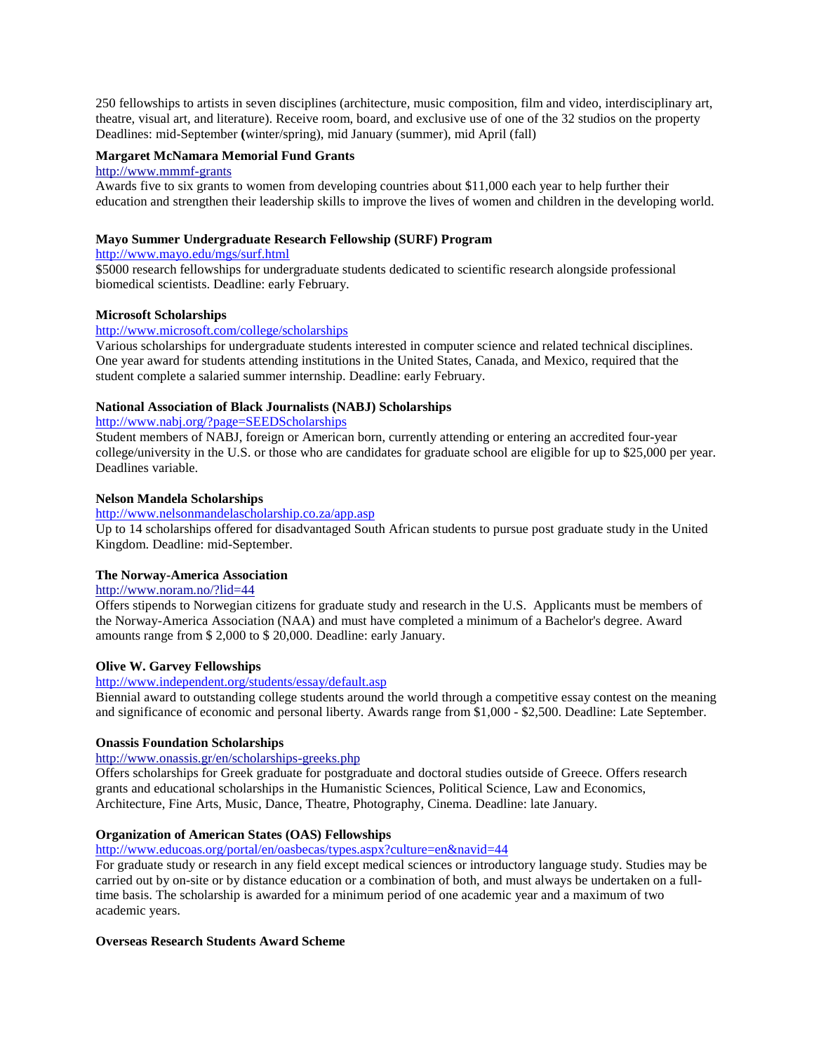250 fellowships to artists in seven disciplines (architecture, music composition, film and video, interdisciplinary art, theatre, visual art, and literature). Receive room, board, and exclusive use of one of the 32 studios on the property Deadlines: mid-September **(**winter/spring), mid January (summer), mid April (fall)

**Margaret McNamara Memorial Fund Grants**

http://www.mmmf-grants

Awards five to six grants to women from developing countries about $11,000 each year to help further their education and strengthen their leadership skills to improve the lives of women and children in the developing world.

**Mayo Summer Undergraduate Research Fellowship (SURF) Program**

http://www.mayo.edu/mgs/surf.html

$5000 research fellowships for undergraduate students dedicated to scientific research alongside professional biomedical scientists. Deadline: early February.

**Microsoft Scholarships**

http://www.microsoft.com/college/scholarships

Various scholarships for undergraduate students interested in computer science and related technical disciplines. One year award for students attending institutions in the United States, Canada, and Mexico, required that the student complete a salaried summer internship. Deadline: early February.

**National Association of Black Journalists (NABJ) Scholarships**

http://www.nabj.org/?page=SEEDScholarships

Student members of NABJ, foreign or American born, currently attending or entering an accredited four-year college/university in the U.S. or those who are candidates for graduate school are eligible for up to $25,000 per year. Deadlines variable.

**Nelson Mandela Scholarships**

http://www.nelsonmandelascholarship.co.za/app.asp

Up to 14 scholarships offered for disadvantaged South African students to pursue post graduate study in the United Kingdom. Deadline: mid-September.

**The Norway-America Association**

http://www.noram.no/?lid=44

Offers stipends to Norwegian citizens for graduate study and research in the U.S. Applicants must be members of the Norway-America Association (NAA) and must have completed a minimum of a Bachelor's degree. Award amounts range from $ 2,000 to $ 20,000. Deadline: early January.

**Olive W. Garvey Fellowships**

http://www.independent.org/students/essay/default.asp

Biennial award to outstanding college students around the world through a competitive essay contest on the meaning and significance of economic and personal liberty. Awards range from $1,000 - $2,500. Deadline: Late September.

**Onassis Foundation Scholarships**

http://www.onassis.gr/en/scholarships-greeks.php

Offers scholarships for Greek graduate for postgraduate and doctoral studies outside of Greece. Offers research grants and educational scholarships in the Humanistic Sciences, Political Science, Law and Economics, Architecture, Fine Arts, Music, Dance, Theatre, Photography, Cinema. Deadline: late January.

**Organization of American States (OAS) Fellowships**

http://www.educoas.org/portal/en/oasbecas/types.aspx?culture=en&navid=44

For graduate study or research in any field except medical sciences or introductory language study. Studies may be carried out by on-site or by distance education or a combination of both, and must always be undertaken on a full-time basis. The scholarship is awarded for a minimum period of one academic year and a maximum of two academic years.

**Overseas Research Students Award Scheme**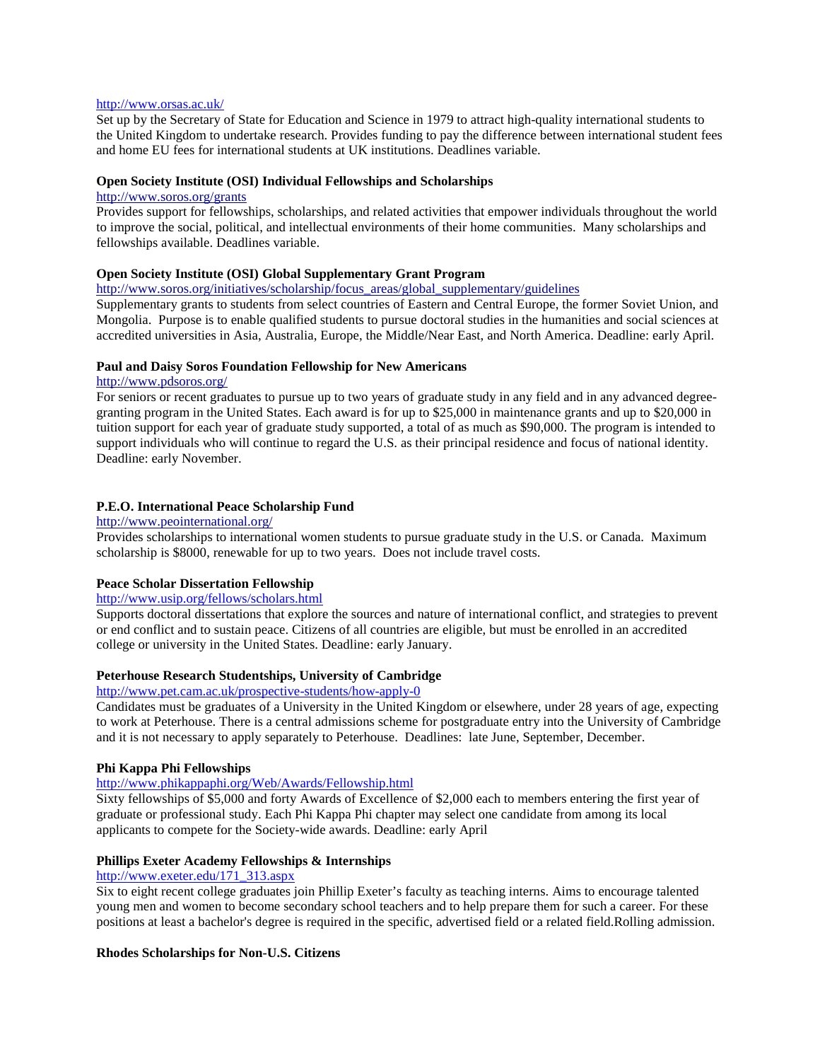http://www.orsas.ac.uk/

Set up by the Secretary of State for Education and Science in 1979 to attract high-quality international students to the United Kingdom to undertake research. Provides funding to pay the difference between international student fees and home EU fees for international students at UK institutions. Deadlines variable.

**Open Society Institute (OSI) Individual Fellowships and Scholarships**

http://www.soros.org/grants

Provides support for fellowships, scholarships, and related activities that empower individuals throughout the world to improve the social, political, and intellectual environments of their home communities. Many scholarships and fellowships available. Deadlines variable.

**Open Society Institute (OSI) Global Supplementary Grant Program**

http://www.soros.org/initiatives/scholarship/focus_areas/global_supplementary/guidelines

Supplementary grants to students from select countries of Eastern and Central Europe, the former Soviet Union, and Mongolia. Purpose is to enable qualified students to pursue doctoral studies in the humanities and social sciences at accredited universities in Asia, Australia, Europe, the Middle/Near East, and North America. Deadline: early April.

**Paul and Daisy Soros Foundation Fellowship for New Americans**

http://www.pdsoros.org/

For seniors or recent graduates to pursue up to two years of graduate study in any field and in any advanced degree-granting program in the United States. Each award is for up to $25,000 in maintenance grants and up to $20,000 in tuition support for each year of graduate study supported, a total of as much as $90,000. The program is intended to support individuals who will continue to regard the U.S. as their principal residence and focus of national identity. Deadline: early November.

**P.E.O. International Peace Scholarship Fund**

http://www.peointernational.org/

Provides scholarships to international women students to pursue graduate study in the U.S. or Canada. Maximum scholarship is $8000, renewable for up to two years. Does not include travel costs.

**Peace Scholar Dissertation Fellowship**

http://www.usip.org/fellows/scholars.html

Supports doctoral dissertations that explore the sources and nature of international conflict, and strategies to prevent or end conflict and to sustain peace. Citizens of all countries are eligible, but must be enrolled in an accredited college or university in the United States. Deadline: early January.

**Peterhouse Research Studentships, University of Cambridge**

http://www.pet.cam.ac.uk/prospective-students/how-apply-0

Candidates must be graduates of a University in the United Kingdom or elsewhere, under 28 years of age, expecting to work at Peterhouse. There is a central admissions scheme for postgraduate entry into the University of Cambridge and it is not necessary to apply separately to Peterhouse. Deadlines: late June, September, December.

**Phi Kappa Phi Fellowships**

http://www.phikappaphi.org/Web/Awards/Fellowship.html

Sixty fellowships of $5,000 and forty Awards of Excellence of $2,000 each to members entering the first year of graduate or professional study. Each Phi Kappa Phi chapter may select one candidate from among its local applicants to compete for the Society-wide awards. Deadline: early April

**Phillips Exeter Academy Fellowships & Internships**

http://www.exeter.edu/171_313.aspx

Six to eight recent college graduates join Phillip Exeter's faculty as teaching interns. Aims to encourage talented young men and women to become secondary school teachers and to help prepare them for such a career. For these positions at least a bachelor's degree is required in the specific, advertised field or a related field.Rolling admission.

**Rhodes Scholarships for Non-U.S. Citizens**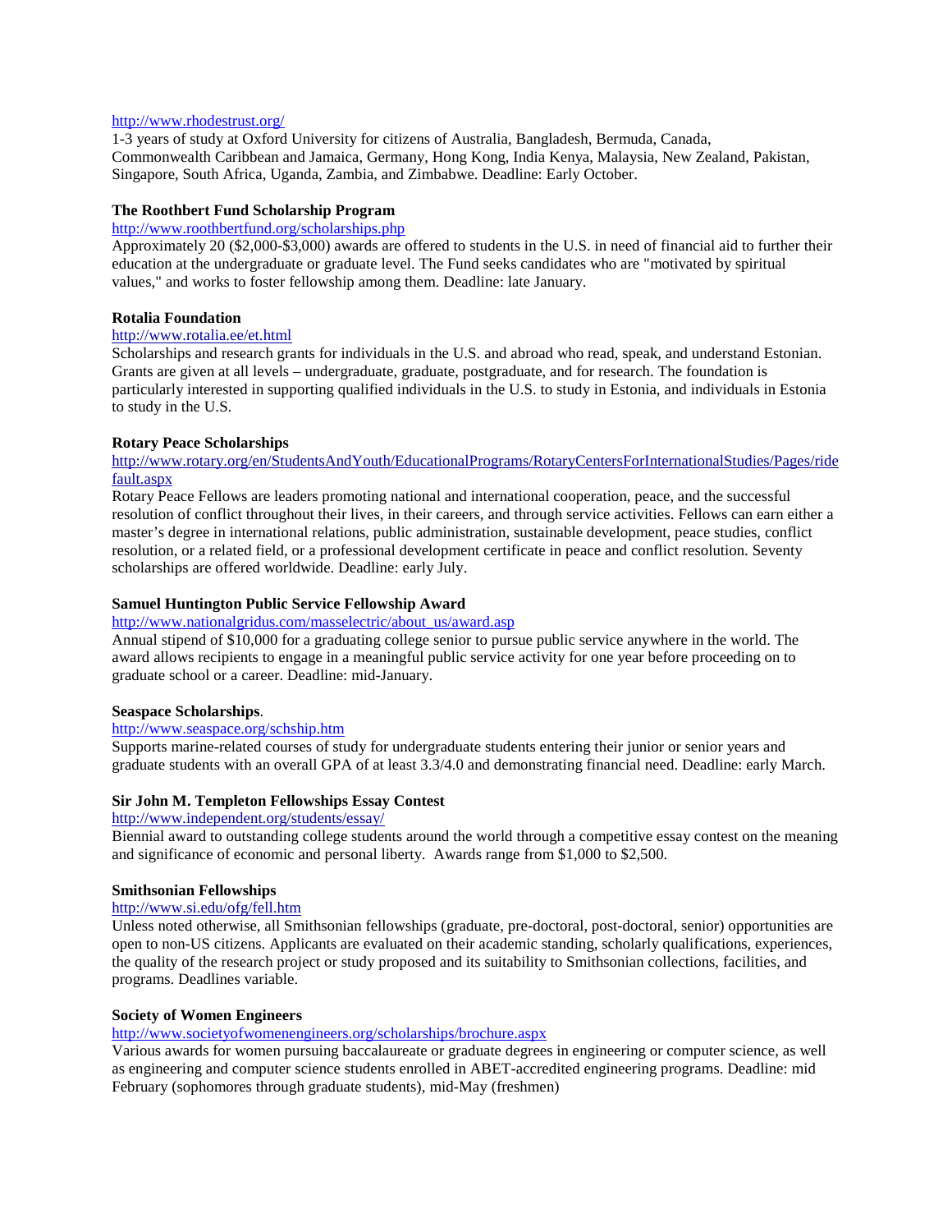http://www.rhodestrust.org/
1-3 years of study at Oxford University for citizens of Australia, Bangladesh, Bermuda, Canada, Commonwealth Caribbean and Jamaica, Germany, Hong Kong, India Kenya, Malaysia, New Zealand, Pakistan, Singapore, South Africa, Uganda, Zambia, and Zimbabwe. Deadline: Early October.

**The Roothbert Fund Scholarship Program**
http://www.roothbertfund.org/scholarships.php
Approximately 20 ($2,000-$3,000) awards are offered to students in the U.S. in need of financial aid to further their education at the undergraduate or graduate level. The Fund seeks candidates who are "motivated by spiritual values," and works to foster fellowship among them. Deadline: late January.

**Rotalia Foundation**
http://www.rotalia.ee/et.html
Scholarships and research grants for individuals in the U.S. and abroad who read, speak, and understand Estonian. Grants are given at all levels – undergraduate, graduate, postgraduate, and for research. The foundation is particularly interested in supporting qualified individuals in the U.S. to study in Estonia, and individuals in Estonia to study in the U.S.

**Rotary Peace Scholarships**
http://www.rotary.org/en/StudentsAndYouth/EducationalPrograms/RotaryCentersForInternationalStudies/Pages/ridefault.aspx
Rotary Peace Fellows are leaders promoting national and international cooperation, peace, and the successful resolution of conflict throughout their lives, in their careers, and through service activities. Fellows can earn either a master's degree in international relations, public administration, sustainable development, peace studies, conflict resolution, or a related field, or a professional development certificate in peace and conflict resolution. Seventy scholarships are offered worldwide. Deadline: early July.

**Samuel Huntington Public Service Fellowship Award**
http://www.nationalgridus.com/masselectric/about_us/award.asp
Annual stipend of $10,000 for a graduating college senior to pursue public service anywhere in the world. The award allows recipients to engage in a meaningful public service activity for one year before proceeding on to graduate school or a career. Deadline: mid-January.

**Seaspace Scholarships**.
http://www.seaspace.org/schship.htm
Supports marine-related courses of study for undergraduate students entering their junior or senior years and graduate students with an overall GPA of at least 3.3/4.0 and demonstrating financial need. Deadline: early March.

**Sir John M. Templeton Fellowships Essay Contest**
http://www.independent.org/students/essay/
Biennial award to outstanding college students around the world through a competitive essay contest on the meaning and significance of economic and personal liberty. Awards range from $1,000 to $2,500.

**Smithsonian Fellowships**
http://www.si.edu/ofg/fell.htm
Unless noted otherwise, all Smithsonian fellowships (graduate, pre-doctoral, post-doctoral, senior) opportunities are open to non-US citizens. Applicants are evaluated on their academic standing, scholarly qualifications, experiences, the quality of the research project or study proposed and its suitability to Smithsonian collections, facilities, and programs. Deadlines variable.

**Society of Women Engineers**
http://www.societyofwomenengineers.org/scholarships/brochure.aspx
Various awards for women pursuing baccalaureate or graduate degrees in engineering or computer science, as well as engineering and computer science students enrolled in ABET-accredited engineering programs. Deadline: mid February (sophomores through graduate students), mid-May (freshmen)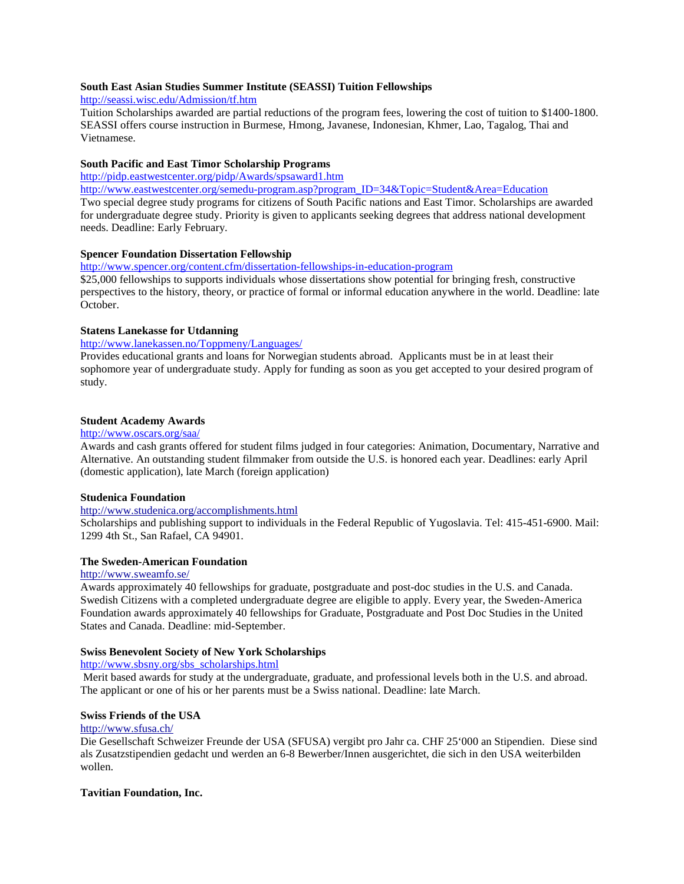**South East Asian Studies Summer Institute (SEASSI) Tuition Fellowships**

http://seassi.wisc.edu/Admission/tf.htm

Tuition Scholarships awarded are partial reductions of the program fees, lowering the cost of tuition to $1400-1800. SEASSI offers course instruction in Burmese, Hmong, Javanese, Indonesian, Khmer, Lao, Tagalog, Thai and Vietnamese.

**South Pacific and East Timor Scholarship Programs**

http://pidp.eastwestcenter.org/pidp/Awards/spsaward1.htm

http://www.eastwestcenter.org/semedu-program.asp?program_ID=34&Topic=Student&Area=Education

Two special degree study programs for citizens of South Pacific nations and East Timor. Scholarships are awarded for undergraduate degree study. Priority is given to applicants seeking degrees that address national development needs. Deadline: Early February.

**Spencer Foundation Dissertation Fellowship**

http://www.spencer.org/content.cfm/dissertation-fellowships-in-education-program

$25,000 fellowships to supports individuals whose dissertations show potential for bringing fresh, constructive perspectives to the history, theory, or practice of formal or informal education anywhere in the world. Deadline: late October.

**Statens Lanekasse for Utdanning**

http://www.lanekassen.no/Toppmeny/Languages/

Provides educational grants and loans for Norwegian students abroad. Applicants must be in at least their sophomore year of undergraduate study. Apply for funding as soon as you get accepted to your desired program of study.

**Student Academy Awards**

http://www.oscars.org/saa/

Awards and cash grants offered for student films judged in four categories: Animation, Documentary, Narrative and Alternative. An outstanding student filmmaker from outside the U.S. is honored each year. Deadlines: early April (domestic application), late March (foreign application)

**Studenica Foundation**

http://www.studenica.org/accomplishments.html

Scholarships and publishing support to individuals in the Federal Republic of Yugoslavia. Tel: 415-451-6900. Mail: 1299 4th St., San Rafael, CA 94901.

**The Sweden-American Foundation**

http://www.sweamfo.se/

Awards approximately 40 fellowships for graduate, postgraduate and post-doc studies in the U.S. and Canada. Swedish Citizens with a completed undergraduate degree are eligible to apply. Every year, the Sweden-America Foundation awards approximately 40 fellowships for Graduate, Postgraduate and Post Doc Studies in the United States and Canada. Deadline: mid-September.

**Swiss Benevolent Society of New York Scholarships**

http://www.sbsny.org/sbs_scholarships.html

Merit based awards for study at the undergraduate, graduate, and professional levels both in the U.S. and abroad. The applicant or one of his or her parents must be a Swiss national. Deadline: late March.

**Swiss Friends of the USA**

http://www.sfusa.ch/

Die Gesellschaft Schweizer Freunde der USA (SFUSA) vergibt pro Jahr ca. CHF 25'000 an Stipendien. Diese sind als Zusatzstipendien gedacht und werden an 6-8 Bewerber/Innen ausgerichtet, die sich in den USA weiterbilden wollen.

**Tavitian Foundation, Inc.**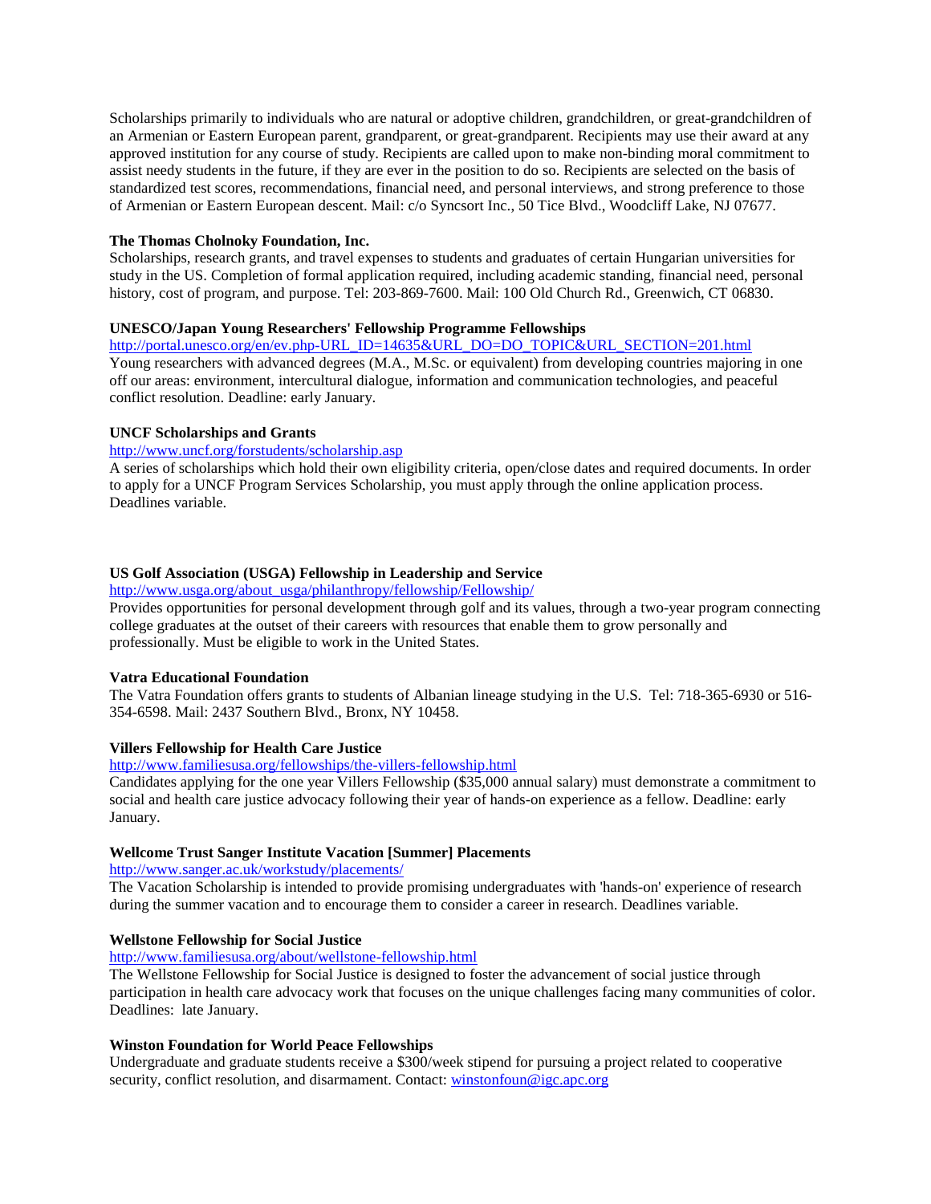Scholarships primarily to individuals who are natural or adoptive children, grandchildren, or great-grandchildren of an Armenian or Eastern European parent, grandparent, or great-grandparent. Recipients may use their award at any approved institution for any course of study. Recipients are called upon to make non-binding moral commitment to assist needy students in the future, if they are ever in the position to do so. Recipients are selected on the basis of standardized test scores, recommendations, financial need, and personal interviews, and strong preference to those of Armenian or Eastern European descent. Mail: c/o Syncsort Inc., 50 Tice Blvd., Woodcliff Lake, NJ 07677.

**The Thomas Cholnoky Foundation, Inc.**
Scholarships, research grants, and travel expenses to students and graduates of certain Hungarian universities for study in the US. Completion of formal application required, including academic standing, financial need, personal history, cost of program, and purpose. Tel: 203-869-7600. Mail: 100 Old Church Rd., Greenwich, CT 06830.

**UNESCO/Japan Young Researchers' Fellowship Programme Fellowships**
http://portal.unesco.org/en/ev.php-URL_ID=14635&URL_DO=DO_TOPIC&URL_SECTION=201.html
Young researchers with advanced degrees (M.A., M.Sc. or equivalent) from developing countries majoring in one off our areas: environment, intercultural dialogue, information and communication technologies, and peaceful conflict resolution. Deadline: early January.

**UNCF Scholarships and Grants**
http://www.uncf.org/forstudents/scholarship.asp
A series of scholarships which hold their own eligibility criteria, open/close dates and required documents. In order to apply for a UNCF Program Services Scholarship, you must apply through the online application process. Deadlines variable.

**US Golf Association (USGA) Fellowship in Leadership and Service**
http://www.usga.org/about_usga/philanthropy/fellowship/Fellowship/
Provides opportunities for personal development through golf and its values, through a two-year program connecting college graduates at the outset of their careers with resources that enable them to grow personally and professionally. Must be eligible to work in the United States.

**Vatra Educational Foundation**
The Vatra Foundation offers grants to students of Albanian lineage studying in the U.S. Tel: 718-365-6930 or 516-354-6598. Mail: 2437 Southern Blvd., Bronx, NY 10458.

**Villers Fellowship for Health Care Justice**
http://www.familiesusa.org/fellowships/the-villers-fellowship.html
Candidates applying for the one year Villers Fellowship ($35,000 annual salary) must demonstrate a commitment to social and health care justice advocacy following their year of hands-on experience as a fellow. Deadline: early January.

**Wellcome Trust Sanger Institute Vacation [Summer] Placements**
http://www.sanger.ac.uk/workstudy/placements/
The Vacation Scholarship is intended to provide promising undergraduates with 'hands-on' experience of research during the summer vacation and to encourage them to consider a career in research. Deadlines variable.

**Wellstone Fellowship for Social Justice**
http://www.familiesusa.org/about/wellstone-fellowship.html
The Wellstone Fellowship for Social Justice is designed to foster the advancement of social justice through participation in health care advocacy work that focuses on the unique challenges facing many communities of color. Deadlines: late January.

**Winston Foundation for World Peace Fellowships**
Undergraduate and graduate students receive a $300/week stipend for pursuing a project related to cooperative security, conflict resolution, and disarmament. Contact: winstonfoun@igc.apc.org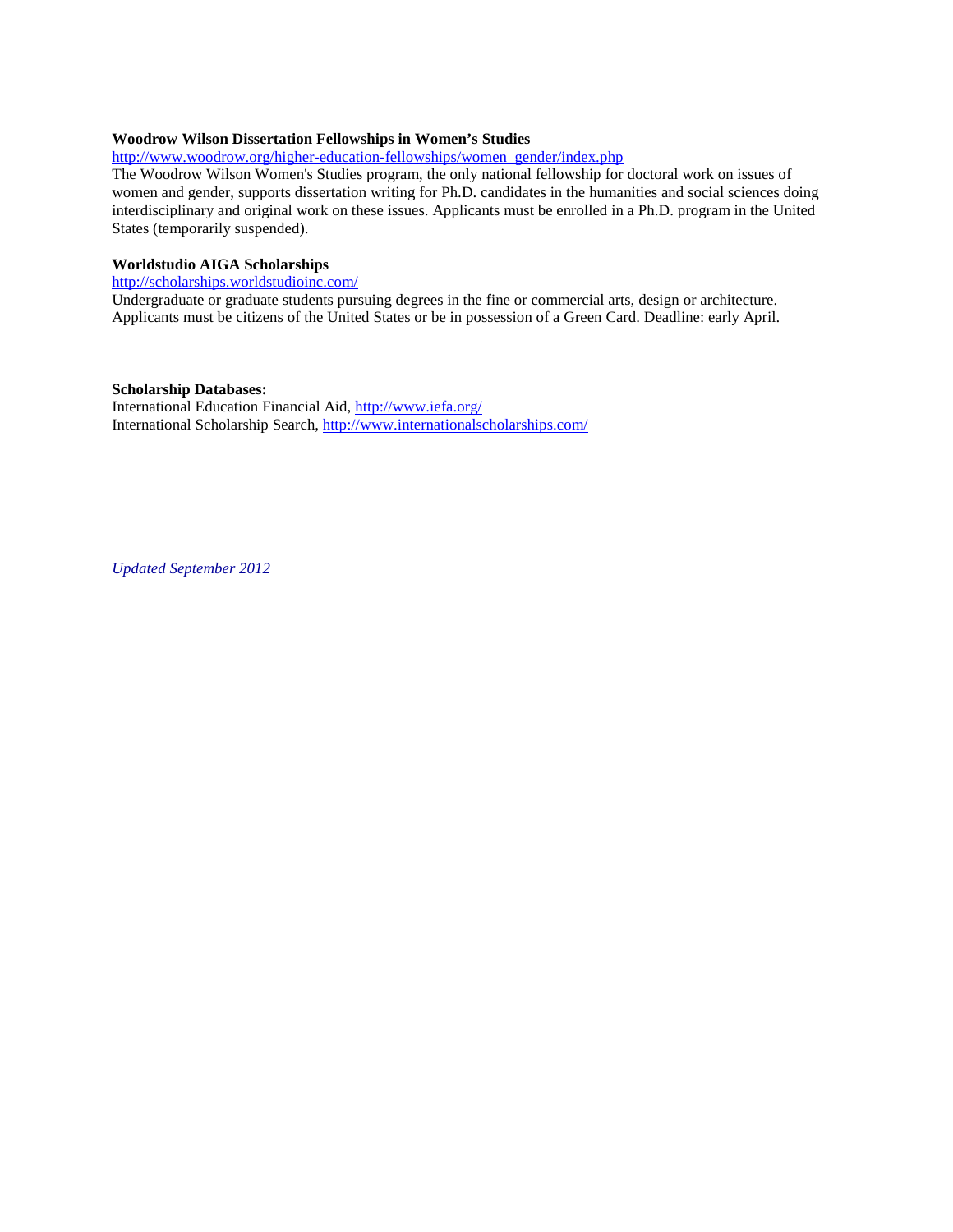**Woodrow Wilson Dissertation Fellowships in Women's Studies**
http://www.woodrow.org/higher-education-fellowships/women_gender/index.php
The Woodrow Wilson Women's Studies program, the only national fellowship for doctoral work on issues of women and gender, supports dissertation writing for Ph.D. candidates in the humanities and social sciences doing interdisciplinary and original work on these issues. Applicants must be enrolled in a Ph.D. program in the United States (temporarily suspended).

**Worldstudio AIGA Scholarships**
http://scholarships.worldstudioinc.com/
Undergraduate or graduate students pursuing degrees in the fine or commercial arts, design or architecture. Applicants must be citizens of the United States or be in possession of a Green Card. Deadline: early April.

**Scholarship Databases:**
International Education Financial Aid, http://www.iefa.org/
International Scholarship Search, http://www.internationalscholarships.com/

*Updated September 2012*